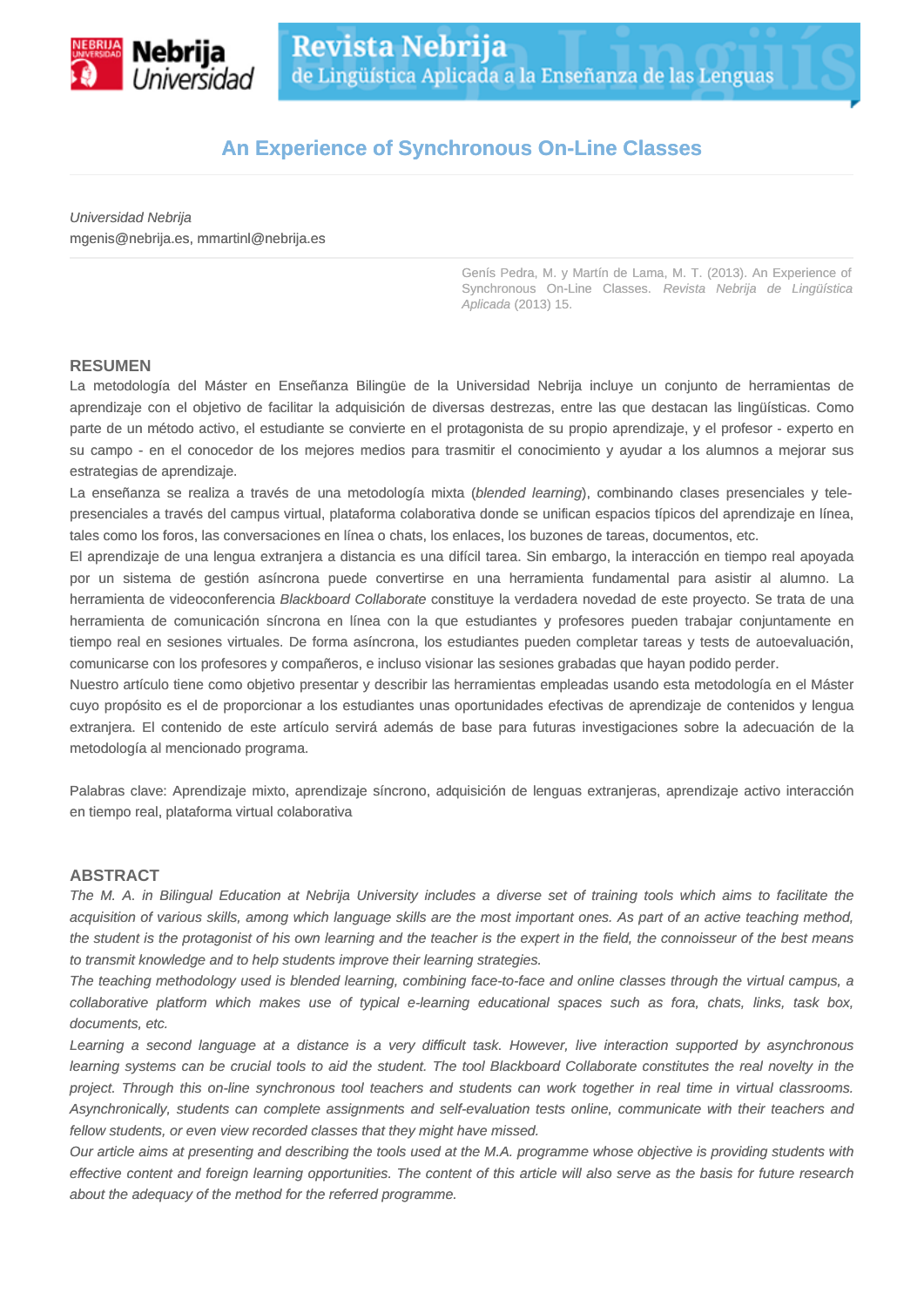# An Experience of Synchronous On-Line Classes

*Universidad Nebrija*
mgenis@nebrija.es, mmartinl@nebrija.es

Genís Pedra, M. y Martín de Lama, M. T. (2013). An Experience of Synchronous On-Line Classes. *Revista Nebrija de Lingüística Aplicada* (2013) 15.

## RESUMEN

La metodología del Máster en Enseñanza Bilingüe de la Universidad Nebrija incluye un conjunto de herramientas de aprendizaje con el objetivo de facilitar la adquisición de diversas destrezas, entre las que destacan las lingüísticas. Como parte de un método activo, el estudiante se convierte en el protagonista de su propio aprendizaje, y el profesor - experto en su campo - en el conocedor de los mejores medios para trasmitir el conocimiento y ayudar a los alumnos a mejorar sus estrategias de aprendizaje.

La enseñanza se realiza a través de una metodología mixta (*blended learning*), combinando clases presenciales y tele-presenciales a través del campus virtual, plataforma colaborativa donde se unifican espacios típicos del aprendizaje en línea, tales como los foros, las conversaciones en línea o chats, los enlaces, los buzones de tareas, documentos, etc.

El aprendizaje de una lengua extranjera a distancia es una difícil tarea. Sin embargo, la interacción en tiempo real apoyada por un sistema de gestión asíncrona puede convertirse en una herramienta fundamental para asistir al alumno. La herramienta de videoconferencia *Blackboard Collaborate* constituye la verdadera novedad de este proyecto. Se trata de una herramienta de comunicación síncrona en línea con la que estudiantes y profesores pueden trabajar conjuntamente en tiempo real en sesiones virtuales. De forma asíncrona, los estudiantes pueden completar tareas y tests de autoevaluación, comunicarse con los profesores y compañeros, e incluso visionar las sesiones grabadas que hayan podido perder.

Nuestro artículo tiene como objetivo presentar y describir las herramientas empleadas usando esta metodología en el Máster cuyo propósito es el de proporcionar a los estudiantes unas oportunidades efectivas de aprendizaje de contenidos y lengua extranjera. El contenido de este artículo servirá además de base para futuras investigaciones sobre la adecuación de la metodología al mencionado programa.

Palabras clave: Aprendizaje mixto, aprendizaje síncrono, adquisición de lenguas extranjeras, aprendizaje activo interacción en tiempo real, plataforma virtual colaborativa

## ABSTRACT

*The M. A. in Bilingual Education at Nebrija University includes a diverse set of training tools which aims to facilitate the acquisition of various skills, among which language skills are the most important ones. As part of an active teaching method, the student is the protagonist of his own learning and the teacher is the expert in the field, the connoisseur of the best means to transmit knowledge and to help students improve their learning strategies.*

*The teaching methodology used is blended learning, combining face-to-face and online classes through the virtual campus, a collaborative platform which makes use of typical e-learning educational spaces such as fora, chats, links, task box, documents, etc.*

*Learning a second language at a distance is a very difficult task. However, live interaction supported by asynchronous learning systems can be crucial tools to aid the student. The tool Blackboard Collaborate constitutes the real novelty in the project. Through this on-line synchronous tool teachers and students can work together in real time in virtual classrooms. Asynchronically, students can complete assignments and self-evaluation tests online, communicate with their teachers and fellow students, or even view recorded classes that they might have missed.*

*Our article aims at presenting and describing the tools used at the M.A. programme whose objective is providing students with effective content and foreign learning opportunities. The content of this article will also serve as the basis for future research about the adequacy of the method for the referred programme.*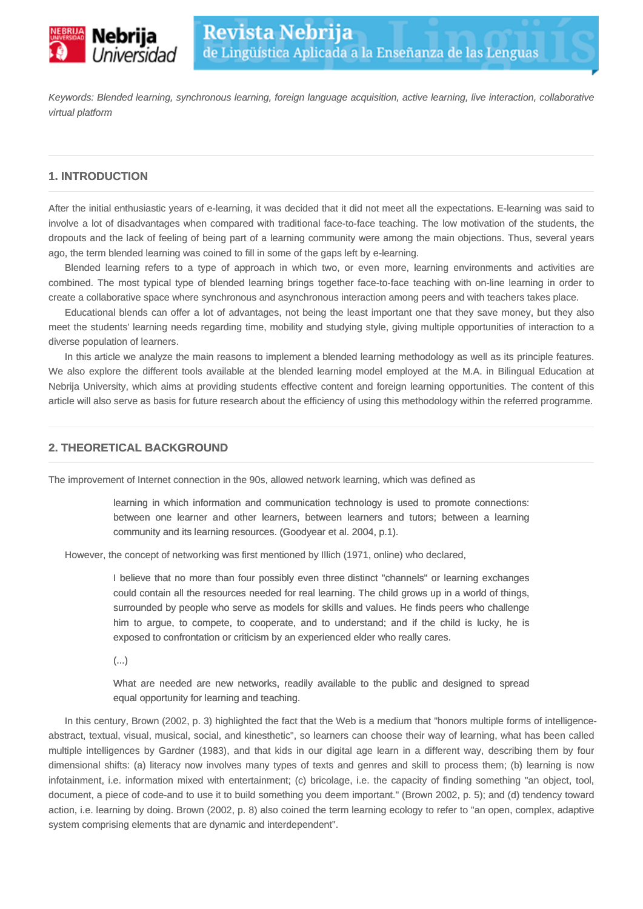*Keywords: Blended learning, synchronous learning, foreign language acquisition, active learning, live interaction, collaborative virtual platform*

## 1. INTRODUCTION

After the initial enthusiastic years of e-learning, it was decided that it did not meet all the expectations. E-learning was said to involve a lot of disadvantages when compared with traditional face-to-face teaching. The low motivation of the students, the dropouts and the lack of feeling of being part of a learning community were among the main objections. Thus, several years ago, the term blended learning was coined to fill in some of the gaps left by e-learning.

Blended learning refers to a type of approach in which two, or even more, learning environments and activities are combined. The most typical type of blended learning brings together face-to-face teaching with on-line learning in order to create a collaborative space where synchronous and asynchronous interaction among peers and with teachers takes place.

Educational blends can offer a lot of advantages, not being the least important one that they save money, but they also meet the students' learning needs regarding time, mobility and studying style, giving multiple opportunities of interaction to a diverse population of learners.

In this article we analyze the main reasons to implement a blended learning methodology as well as its principle features. We also explore the different tools available at the blended learning model employed at the M.A. in Bilingual Education at Nebrija University, which aims at providing students effective content and foreign learning opportunities. The content of this article will also serve as basis for future research about the efficiency of using this methodology within the referred programme.

## 2. THEORETICAL BACKGROUND

The improvement of Internet connection in the 90s, allowed network learning, which was defined as

> learning in which information and communication technology is used to promote connections: between one learner and other learners, between learners and tutors; between a learning community and its learning resources. (Goodyear et al. 2004, p.1).

However, the concept of networking was first mentioned by Illich (1971, online) who declared,

> I believe that no more than four possibly even three distinct "channels" or learning exchanges could contain all the resources needed for real learning. The child grows up in a world of things, surrounded by people who serve as models for skills and values. He finds peers who challenge him to argue, to compete, to cooperate, and to understand; and if the child is lucky, he is exposed to confrontation or criticism by an experienced elder who really cares.
>
> (...)
>
> What are needed are new networks, readily available to the public and designed to spread equal opportunity for learning and teaching.

In this century, Brown (2002, p. 3) highlighted the fact that the Web is a medium that "honors multiple forms of intelligence-abstract, textual, visual, musical, social, and kinesthetic", so learners can choose their way of learning, what has been called multiple intelligences by Gardner (1983), and that kids in our digital age learn in a different way, describing them by four dimensional shifts: (a) literacy now involves many types of texts and genres and skill to process them; (b) learning is now infotainment, i.e. information mixed with entertainment; (c) bricolage, i.e. the capacity of finding something "an object, tool, document, a piece of code-and to use it to build something you deem important." (Brown 2002, p. 5); and (d) tendency toward action, i.e. learning by doing. Brown (2002, p. 8) also coined the term learning ecology to refer to "an open, complex, adaptive system comprising elements that are dynamic and interdependent".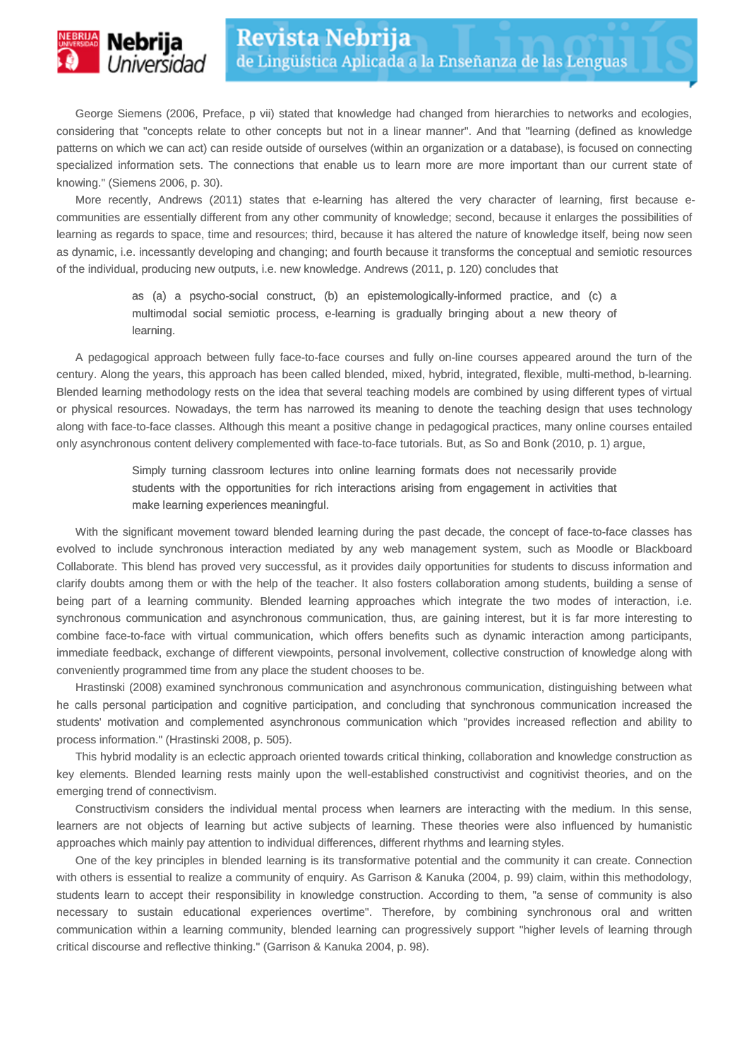George Siemens (2006, Preface, p vii) stated that knowledge had changed from hierarchies to networks and ecologies, considering that "concepts relate to other concepts but not in a linear manner". And that "learning (defined as knowledge patterns on which we can act) can reside outside of ourselves (within an organization or a database), is focused on connecting specialized information sets. The connections that enable us to learn more are more important than our current state of knowing." (Siemens 2006, p. 30).

More recently, Andrews (2011) states that e-learning has altered the very character of learning, first because e-communities are essentially different from any other community of knowledge; second, because it enlarges the possibilities of learning as regards to space, time and resources; third, because it has altered the nature of knowledge itself, being now seen as dynamic, i.e. incessantly developing and changing; and fourth because it transforms the conceptual and semiotic resources of the individual, producing new outputs, i.e. new knowledge. Andrews (2011, p. 120) concludes that

> as (a) a psycho-social construct, (b) an epistemologically-informed practice, and (c) a multimodal social semiotic process, e-learning is gradually bringing about a new theory of learning.

A pedagogical approach between fully face-to-face courses and fully on-line courses appeared around the turn of the century. Along the years, this approach has been called blended, mixed, hybrid, integrated, flexible, multi-method, b-learning. Blended learning methodology rests on the idea that several teaching models are combined by using different types of virtual or physical resources. Nowadays, the term has narrowed its meaning to denote the teaching design that uses technology along with face-to-face classes. Although this meant a positive change in pedagogical practices, many online courses entailed only asynchronous content delivery complemented with face-to-face tutorials. But, as So and Bonk (2010, p. 1) argue,

> Simply turning classroom lectures into online learning formats does not necessarily provide students with the opportunities for rich interactions arising from engagement in activities that make learning experiences meaningful.

With the significant movement toward blended learning during the past decade, the concept of face-to-face classes has evolved to include synchronous interaction mediated by any web management system, such as Moodle or Blackboard Collaborate. This blend has proved very successful, as it provides daily opportunities for students to discuss information and clarify doubts among them or with the help of the teacher. It also fosters collaboration among students, building a sense of being part of a learning community. Blended learning approaches which integrate the two modes of interaction, i.e. synchronous communication and asynchronous communication, thus, are gaining interest, but it is far more interesting to combine face-to-face with virtual communication, which offers benefits such as dynamic interaction among participants, immediate feedback, exchange of different viewpoints, personal involvement, collective construction of knowledge along with conveniently programmed time from any place the student chooses to be.

Hrastinski (2008) examined synchronous communication and asynchronous communication, distinguishing between what he calls personal participation and cognitive participation, and concluding that synchronous communication increased the students' motivation and complemented asynchronous communication which "provides increased reflection and ability to process information." (Hrastinski 2008, p. 505).

This hybrid modality is an eclectic approach oriented towards critical thinking, collaboration and knowledge construction as key elements. Blended learning rests mainly upon the well-established constructivist and cognitivist theories, and on the emerging trend of connectivism.

Constructivism considers the individual mental process when learners are interacting with the medium. In this sense, learners are not objects of learning but active subjects of learning. These theories were also influenced by humanistic approaches which mainly pay attention to individual differences, different rhythms and learning styles.

One of the key principles in blended learning is its transformative potential and the community it can create. Connection with others is essential to realize a community of enquiry. As Garrison & Kanuka (2004, p. 99) claim, within this methodology, students learn to accept their responsibility in knowledge construction. According to them, "a sense of community is also necessary to sustain educational experiences overtime". Therefore, by combining synchronous oral and written communication within a learning community, blended learning can progressively support "higher levels of learning through critical discourse and reflective thinking." (Garrison & Kanuka 2004, p. 98).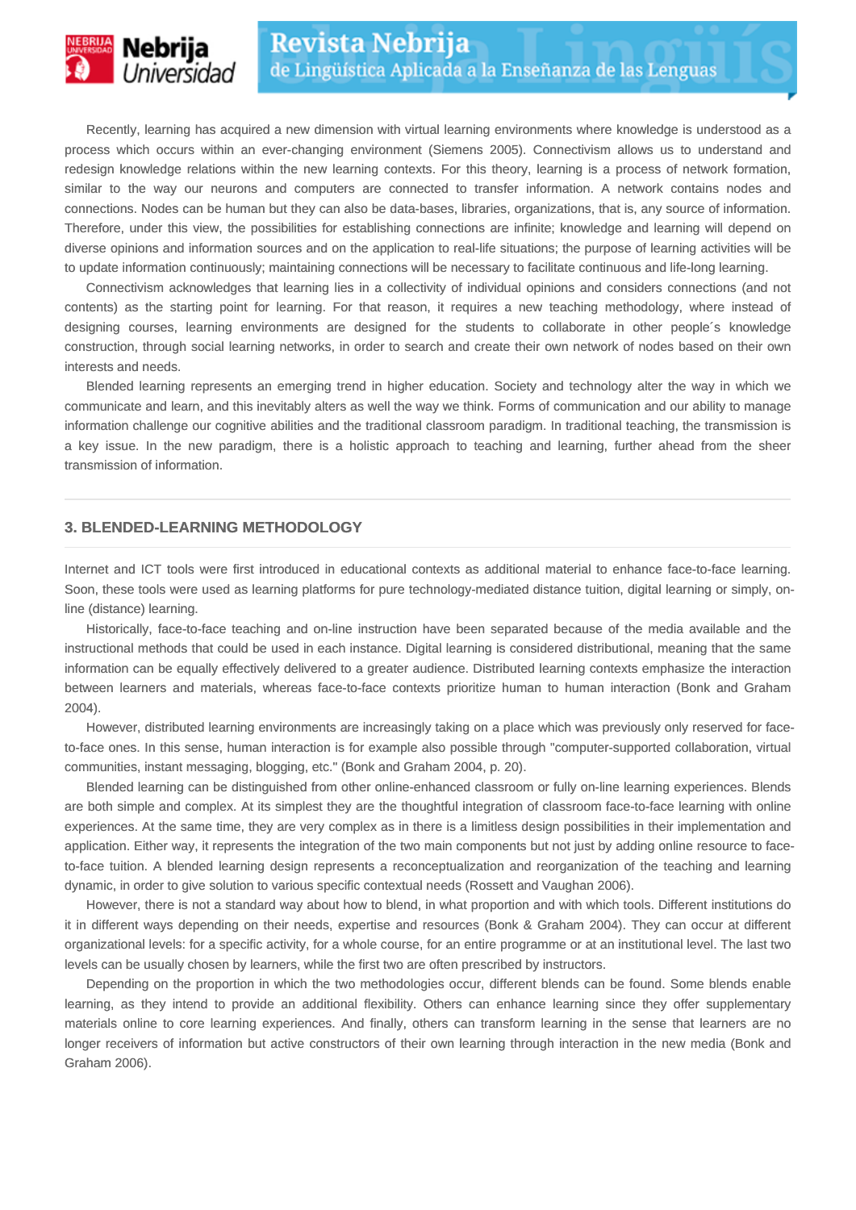Recently, learning has acquired a new dimension with virtual learning environments where knowledge is understood as a process which occurs within an ever-changing environment (Siemens 2005). Connectivism allows us to understand and redesign knowledge relations within the new learning contexts. For this theory, learning is a process of network formation, similar to the way our neurons and computers are connected to transfer information. A network contains nodes and connections. Nodes can be human but they can also be data-bases, libraries, organizations, that is, any source of information. Therefore, under this view, the possibilities for establishing connections are infinite; knowledge and learning will depend on diverse opinions and information sources and on the application to real-life situations; the purpose of learning activities will be to update information continuously; maintaining connections will be necessary to facilitate continuous and life-long learning.

Connectivism acknowledges that learning lies in a collectivity of individual opinions and considers connections (and not contents) as the starting point for learning. For that reason, it requires a new teaching methodology, where instead of designing courses, learning environments are designed for the students to collaborate in other people´s knowledge construction, through social learning networks, in order to search and create their own network of nodes based on their own interests and needs.

Blended learning represents an emerging trend in higher education. Society and technology alter the way in which we communicate and learn, and this inevitably alters as well the way we think. Forms of communication and our ability to manage information challenge our cognitive abilities and the traditional classroom paradigm. In traditional teaching, the transmission is a key issue. In the new paradigm, there is a holistic approach to teaching and learning, further ahead from the sheer transmission of information.

## 3. BLENDED-LEARNING METHODOLOGY

Internet and ICT tools were first introduced in educational contexts as additional material to enhance face-to-face learning. Soon, these tools were used as learning platforms for pure technology-mediated distance tuition, digital learning or simply, on-line (distance) learning.

Historically, face-to-face teaching and on-line instruction have been separated because of the media available and the instructional methods that could be used in each instance. Digital learning is considered distributional, meaning that the same information can be equally effectively delivered to a greater audience. Distributed learning contexts emphasize the interaction between learners and materials, whereas face-to-face contexts prioritize human to human interaction (Bonk and Graham 2004).

However, distributed learning environments are increasingly taking on a place which was previously only reserved for face-to-face ones. In this sense, human interaction is for example also possible through "computer-supported collaboration, virtual communities, instant messaging, blogging, etc." (Bonk and Graham 2004, p. 20).

Blended learning can be distinguished from other online-enhanced classroom or fully on-line learning experiences. Blends are both simple and complex. At its simplest they are the thoughtful integration of classroom face-to-face learning with online experiences. At the same time, they are very complex as in there is a limitless design possibilities in their implementation and application. Either way, it represents the integration of the two main components but not just by adding online resource to face-to-face tuition. A blended learning design represents a reconceptualization and reorganization of the teaching and learning dynamic, in order to give solution to various specific contextual needs (Rossett and Vaughan 2006).

However, there is not a standard way about how to blend, in what proportion and with which tools. Different institutions do it in different ways depending on their needs, expertise and resources (Bonk & Graham 2004). They can occur at different organizational levels: for a specific activity, for a whole course, for an entire programme or at an institutional level. The last two levels can be usually chosen by learners, while the first two are often prescribed by instructors.

Depending on the proportion in which the two methodologies occur, different blends can be found. Some blends enable learning, as they intend to provide an additional flexibility. Others can enhance learning since they offer supplementary materials online to core learning experiences. And finally, others can transform learning in the sense that learners are no longer receivers of information but active constructors of their own learning through interaction in the new media (Bonk and Graham 2006).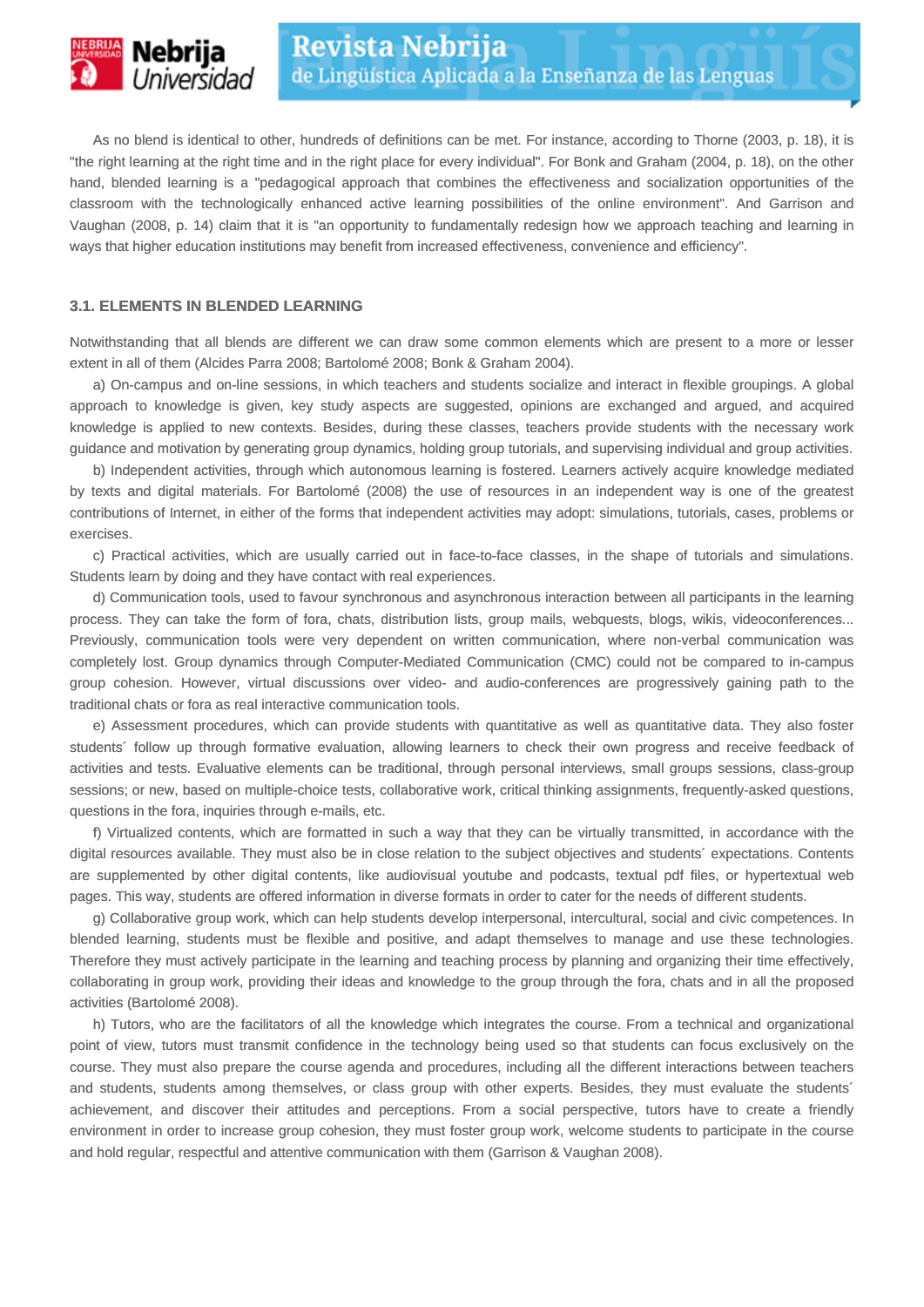As no blend is identical to other, hundreds of definitions can be met. For instance, according to Thorne (2003, p. 18), it is "the right learning at the right time and in the right place for every individual". For Bonk and Graham (2004, p. 18), on the other hand, blended learning is a "pedagogical approach that combines the effectiveness and socialization opportunities of the classroom with the technologically enhanced active learning possibilities of the online environment". And Garrison and Vaughan (2008, p. 14) claim that it is "an opportunity to fundamentally redesign how we approach teaching and learning in ways that higher education institutions may benefit from increased effectiveness, convenience and efficiency".

### 3.1. ELEMENTS IN BLENDED LEARNING

Notwithstanding that all blends are different we can draw some common elements which are present to a more or lesser extent in all of them (Alcides Parra 2008; Bartolomé 2008; Bonk & Graham 2004).

a) On-campus and on-line sessions, in which teachers and students socialize and interact in flexible groupings. A global approach to knowledge is given, key study aspects are suggested, opinions are exchanged and argued, and acquired knowledge is applied to new contexts. Besides, during these classes, teachers provide students with the necessary work guidance and motivation by generating group dynamics, holding group tutorials, and supervising individual and group activities.

b) Independent activities, through which autonomous learning is fostered. Learners actively acquire knowledge mediated by texts and digital materials. For Bartolomé (2008) the use of resources in an independent way is one of the greatest contributions of Internet, in either of the forms that independent activities may adopt: simulations, tutorials, cases, problems or exercises.

c) Practical activities, which are usually carried out in face-to-face classes, in the shape of tutorials and simulations. Students learn by doing and they have contact with real experiences.

d) Communication tools, used to favour synchronous and asynchronous interaction between all participants in the learning process. They can take the form of fora, chats, distribution lists, group mails, webquests, blogs, wikis, videoconferences... Previously, communication tools were very dependent on written communication, where non-verbal communication was completely lost. Group dynamics through Computer-Mediated Communication (CMC) could not be compared to in-campus group cohesion. However, virtual discussions over video- and audio-conferences are progressively gaining path to the traditional chats or fora as real interactive communication tools.

e) Assessment procedures, which can provide students with quantitative as well as quantitative data. They also foster students´ follow up through formative evaluation, allowing learners to check their own progress and receive feedback of activities and tests. Evaluative elements can be traditional, through personal interviews, small groups sessions, class-group sessions; or new, based on multiple-choice tests, collaborative work, critical thinking assignments, frequently-asked questions, questions in the fora, inquiries through e-mails, etc.

f) Virtualized contents, which are formatted in such a way that they can be virtually transmitted, in accordance with the digital resources available. They must also be in close relation to the subject objectives and students´ expectations. Contents are supplemented by other digital contents, like audiovisual youtube and podcasts, textual pdf files, or hypertextual web pages. This way, students are offered information in diverse formats in order to cater for the needs of different students.

g) Collaborative group work, which can help students develop interpersonal, intercultural, social and civic competences. In blended learning, students must be flexible and positive, and adapt themselves to manage and use these technologies. Therefore they must actively participate in the learning and teaching process by planning and organizing their time effectively, collaborating in group work, providing their ideas and knowledge to the group through the fora, chats and in all the proposed activities (Bartolomé 2008).

h) Tutors, who are the facilitators of all the knowledge which integrates the course. From a technical and organizational point of view, tutors must transmit confidence in the technology being used so that students can focus exclusively on the course. They must also prepare the course agenda and procedures, including all the different interactions between teachers and students, students among themselves, or class group with other experts. Besides, they must evaluate the students´ achievement, and discover their attitudes and perceptions. From a social perspective, tutors have to create a friendly environment in order to increase group cohesion, they must foster group work, welcome students to participate in the course and hold regular, respectful and attentive communication with them (Garrison & Vaughan 2008).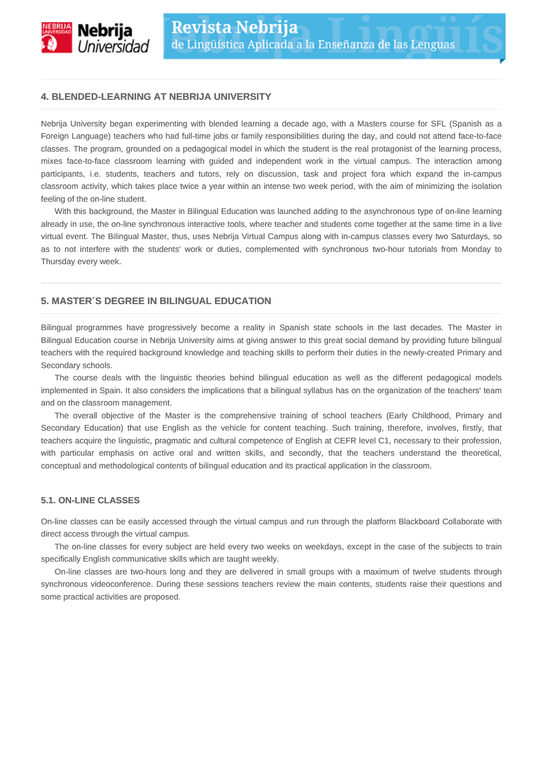## 4. BLENDED-LEARNING AT NEBRIJA UNIVERSITY

Nebrija University began experimenting with blended learning a decade ago, with a Masters course for SFL (Spanish as a Foreign Language) teachers who had full-time jobs or family responsibilities during the day, and could not attend face-to-face classes. The program, grounded on a pedagogical model in which the student is the real protagonist of the learning process, mixes face-to-face classroom learning with guided and independent work in the virtual campus. The interaction among participants, i.e. students, teachers and tutors, rely on discussion, task and project fora which expand the in-campus classroom activity, which takes place twice a year within an intense two week period, with the aim of minimizing the isolation feeling of the on-line student.

With this background, the Master in Bilingual Education was launched adding to the asynchronous type of on-line learning already in use, the on-line synchronous interactive tools, where teacher and students come together at the same time in a live virtual event. The Bilingual Master, thus, uses Nebrija Virtual Campus along with in-campus classes every two Saturdays, so as to not interfere with the students' work or duties, complemented with synchronous two-hour tutorials from Monday to Thursday every week.

## 5. MASTER´S DEGREE IN BILINGUAL EDUCATION

Bilingual programmes have progressively become a reality in Spanish state schools in the last decades. The Master in Bilingual Education course in Nebrija University aims at giving answer to this great social demand by providing future bilingual teachers with the required background knowledge and teaching skills to perform their duties in the newly-created Primary and Secondary schools.

The course deals with the linguistic theories behind bilingual education as well as the different pedagogical models implemented in Spain. It also considers the implications that a bilingual syllabus has on the organization of the teachers' team and on the classroom management.

The overall objective of the Master is the comprehensive training of school teachers (Early Childhood, Primary and Secondary Education) that use English as the vehicle for content teaching. Such training, therefore, involves, firstly, that teachers acquire the linguistic, pragmatic and cultural competence of English at CEFR level C1, necessary to their profession, with particular emphasis on active oral and written skills, and secondly, that the teachers understand the theoretical, conceptual and methodological contents of bilingual education and its practical application in the classroom.

### 5.1. ON-LINE CLASSES

On-line classes can be easily accessed through the virtual campus and run through the platform Blackboard Collaborate with direct access through the virtual campus.

The on-line classes for every subject are held every two weeks on weekdays, except in the case of the subjects to train specifically English communicative skills which are taught weekly.

On-line classes are two-hours long and they are delivered in small groups with a maximum of twelve students through synchronous videoconference. During these sessions teachers review the main contents, students raise their questions and some practical activities are proposed.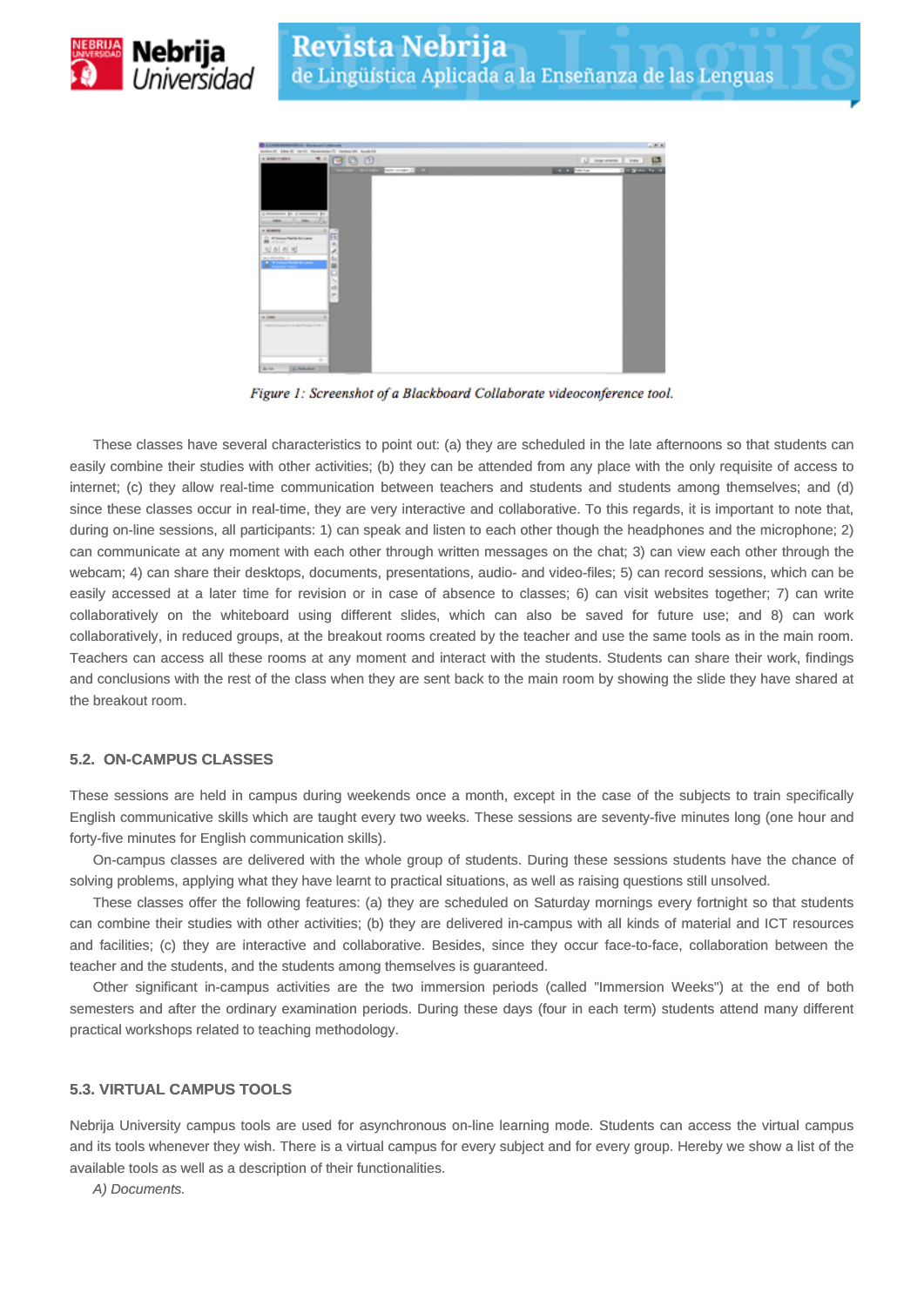*Figure 1: Screenshot of a Blackboard Collaborate videoconference tool.*

These classes have several characteristics to point out: (a) they are scheduled in the late afternoons so that students can easily combine their studies with other activities; (b) they can be attended from any place with the only requisite of access to internet; (c) they allow real-time communication between teachers and students and students among themselves; and (d) since these classes occur in real-time, they are very interactive and collaborative. To this regards, it is important to note that, during on-line sessions, all participants: 1) can speak and listen to each other though the headphones and the microphone; 2) can communicate at any moment with each other through written messages on the chat; 3) can view each other through the webcam; 4) can share their desktops, documents, presentations, audio- and video-files; 5) can record sessions, which can be easily accessed at a later time for revision or in case of absence to classes; 6) can visit websites together; 7) can write collaboratively on the whiteboard using different slides, which can also be saved for future use; and 8) can work collaboratively, in reduced groups, at the breakout rooms created by the teacher and use the same tools as in the main room. Teachers can access all these rooms at any moment and interact with the students. Students can share their work, findings and conclusions with the rest of the class when they are sent back to the main room by showing the slide they have shared at the breakout room.

### 5.2. ON-CAMPUS CLASSES

These sessions are held in campus during weekends once a month, except in the case of the subjects to train specifically English communicative skills which are taught every two weeks. These sessions are seventy-five minutes long (one hour and forty-five minutes for English communication skills).

On-campus classes are delivered with the whole group of students. During these sessions students have the chance of solving problems, applying what they have learnt to practical situations, as well as raising questions still unsolved.

These classes offer the following features: (a) they are scheduled on Saturday mornings every fortnight so that students can combine their studies with other activities; (b) they are delivered in-campus with all kinds of material and ICT resources and facilities; (c) they are interactive and collaborative. Besides, since they occur face-to-face, collaboration between the teacher and the students, and the students among themselves is guaranteed.

Other significant in-campus activities are the two immersion periods (called "Immersion Weeks") at the end of both semesters and after the ordinary examination periods. During these days (four in each term) students attend many different practical workshops related to teaching methodology.

### 5.3. VIRTUAL CAMPUS TOOLS

Nebrija University campus tools are used for asynchronous on-line learning mode. Students can access the virtual campus and its tools whenever they wish. There is a virtual campus for every subject and for every group. Hereby we show a list of the available tools as well as a description of their functionalities.

*A) Documents.*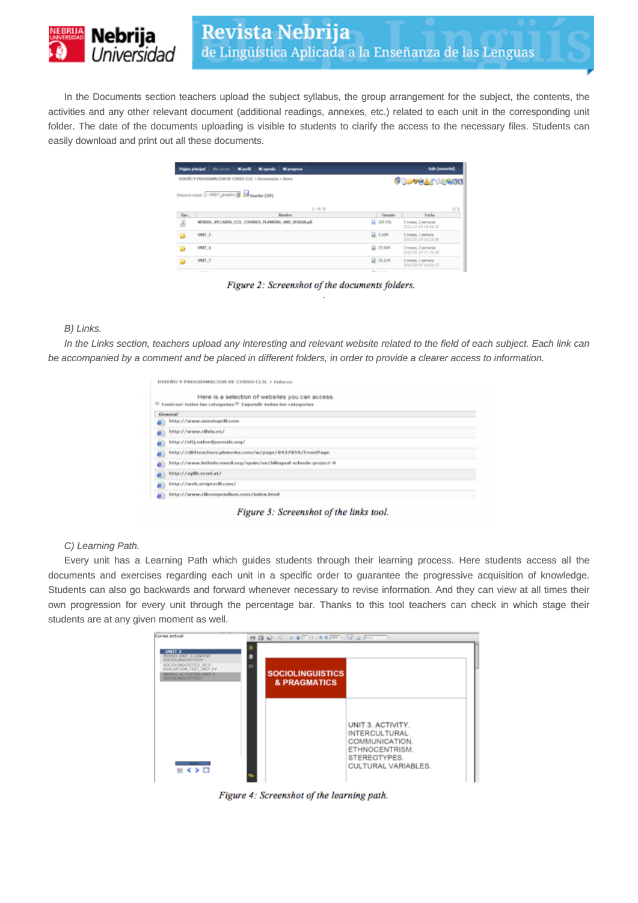In the Documents section teachers upload the subject syllabus, the group arrangement for the subject, the contents, the activities and any other relevant document (additional readings, annexes, etc.) related to each unit in the corresponding unit folder. The date of the documents uploading is visible to students to clarify the access to the necessary files. Students can easily download and print out all these documents.

*Figure 2: Screenshot of the documents folders.*

*B) Links.*

*In the Links section, teachers upload any interesting and relevant website related to the field of each subject. Each link can be accompanied by a comment and be placed in different folders, in order to provide a clearer access to information.*

*Figure 3: Screenshot of the links tool.*

*C) Learning Path.*

Every unit has a Learning Path which guides students through their learning process. Here students access all the documents and exercises regarding each unit in a specific order to guarantee the progressive acquisition of knowledge. Students can also go backwards and forward whenever necessary to revise information. And they can view at all times their own progression for every unit through the percentage bar. Thanks to this tool teachers can check in which stage their students are at any given moment as well.

*Figure 4: Screenshot of the learning path.*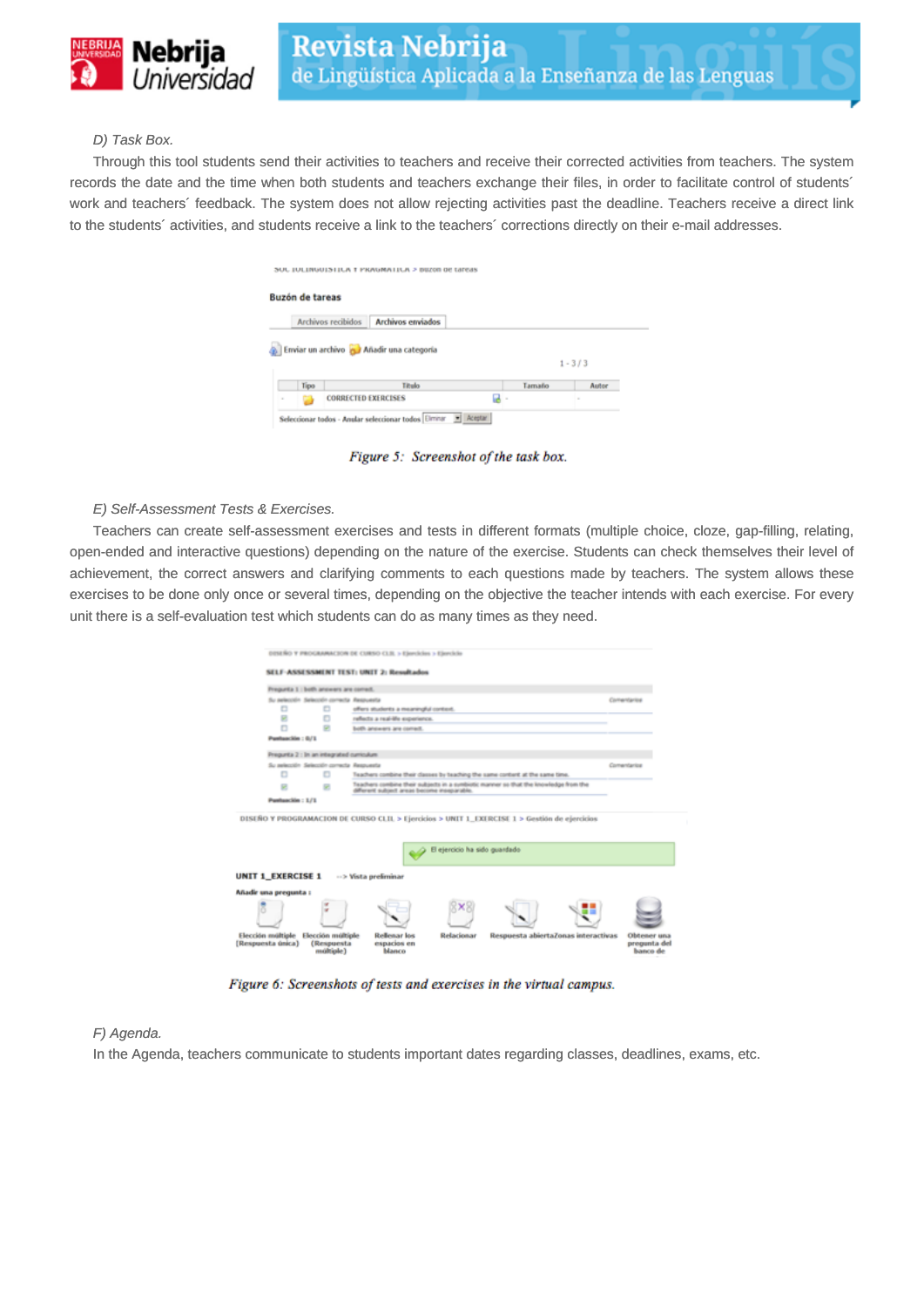*D) Task Box.*

Through this tool students send their activities to teachers and receive their corrected activities from teachers. The system records the date and the time when both students and teachers exchange their files, in order to facilitate control of students´ work and teachers´ feedback. The system does not allow rejecting activities past the deadline. Teachers receive a direct link to the students´ activities, and students receive a link to the teachers´ corrections directly on their e-mail addresses.

*Figure 5: Screenshot of the task box.*

*E) Self-Assessment Tests & Exercises.*

Teachers can create self-assessment exercises and tests in different formats (multiple choice, cloze, gap-filling, relating, open-ended and interactive questions) depending on the nature of the exercise. Students can check themselves their level of achievement, the correct answers and clarifying comments to each questions made by teachers. The system allows these exercises to be done only once or several times, depending on the objective the teacher intends with each exercise. For every unit there is a self-evaluation test which students can do as many times as they need.

*Figure 6: Screenshots of tests and exercises in the virtual campus.*

*F) Agenda.*

In the Agenda, teachers communicate to students important dates regarding classes, deadlines, exams, etc.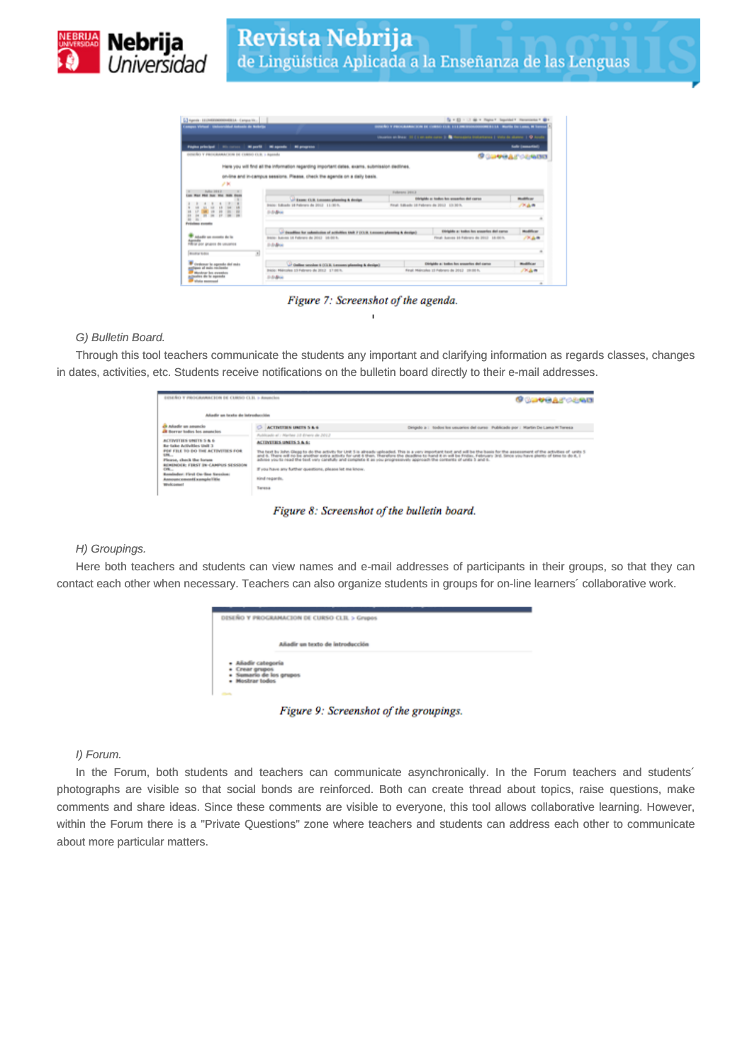*Figure 7: Screenshot of the agenda.*

*G) Bulletin Board.*

Through this tool teachers communicate the students any important and clarifying information as regards classes, changes in dates, activities, etc. Students receive notifications on the bulletin board directly to their e-mail addresses.

*Figure 8: Screenshot of the bulletin board.*

*H) Groupings.*

Here both teachers and students can view names and e-mail addresses of participants in their groups, so that they can contact each other when necessary. Teachers can also organize students in groups for on-line learners´ collaborative work.

*Figure 9: Screenshot of the groupings.*

*I) Forum.*

In the Forum, both students and teachers can communicate asynchronically. In the Forum teachers and students´ photographs are visible so that social bonds are reinforced. Both can create thread about topics, raise questions, make comments and share ideas. Since these comments are visible to everyone, this tool allows collaborative learning. However, within the Forum there is a "Private Questions" zone where teachers and students can address each other to communicate about more particular matters.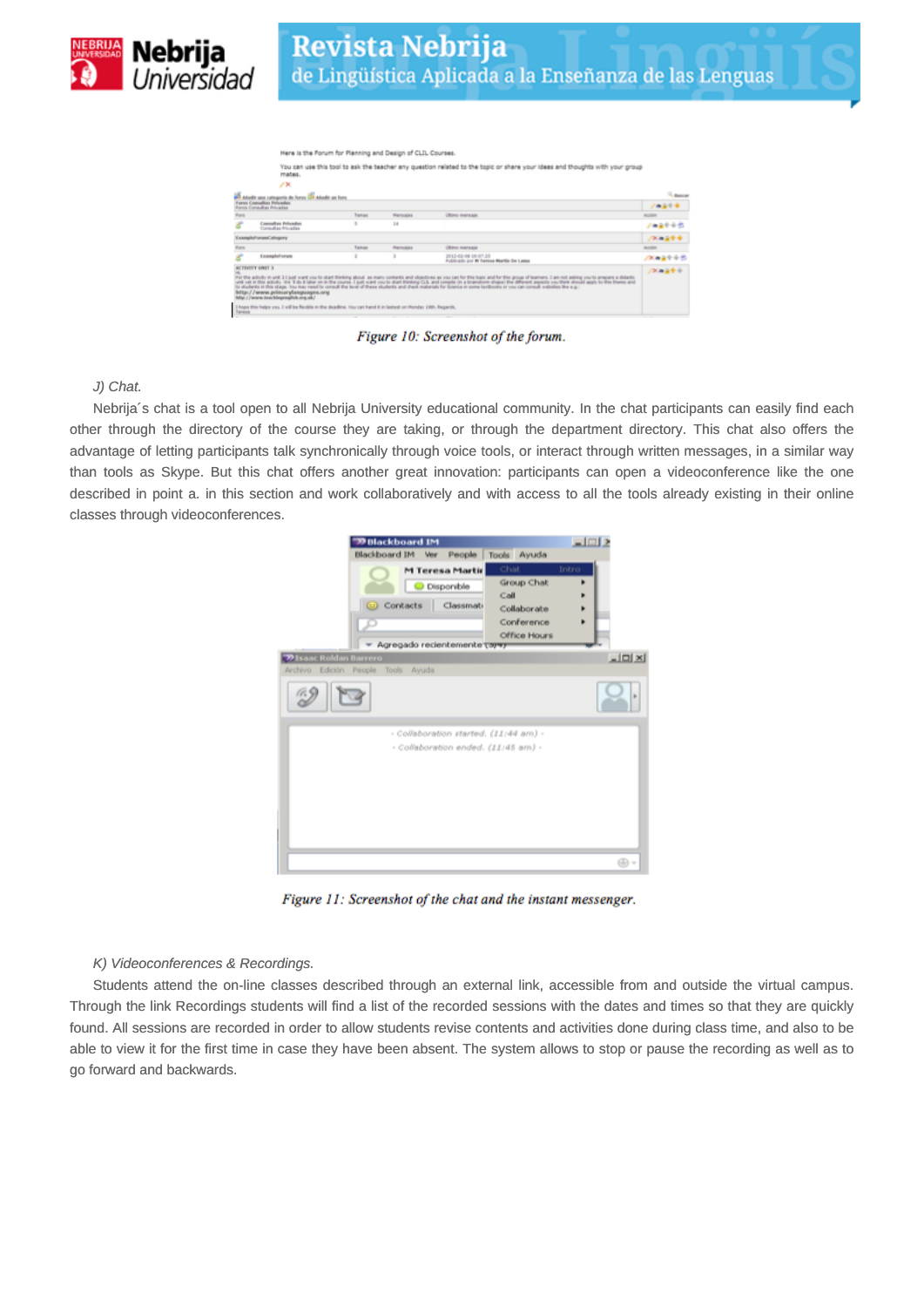*Figure 10: Screenshot of the forum.*

*J) Chat.*

Nebrija´s chat is a tool open to all Nebrija University educational community. In the chat participants can easily find each other through the directory of the course they are taking, or through the department directory. This chat also offers the advantage of letting participants talk synchronically through voice tools, or interact through written messages, in a similar way than tools as Skype. But this chat offers another great innovation: participants can open a videoconference like the one described in point a. in this section and work collaboratively and with access to all the tools already existing in their online classes through videoconferences.

*Figure 11: Screenshot of the chat and the instant messenger.*

*K) Videoconferences & Recordings.*

Students attend the on-line classes described through an external link, accessible from and outside the virtual campus. Through the link Recordings students will find a list of the recorded sessions with the dates and times so that they are quickly found. All sessions are recorded in order to allow students revise contents and activities done during class time, and also to be able to view it for the first time in case they have been absent. The system allows to stop or pause the recording as well as to go forward and backwards.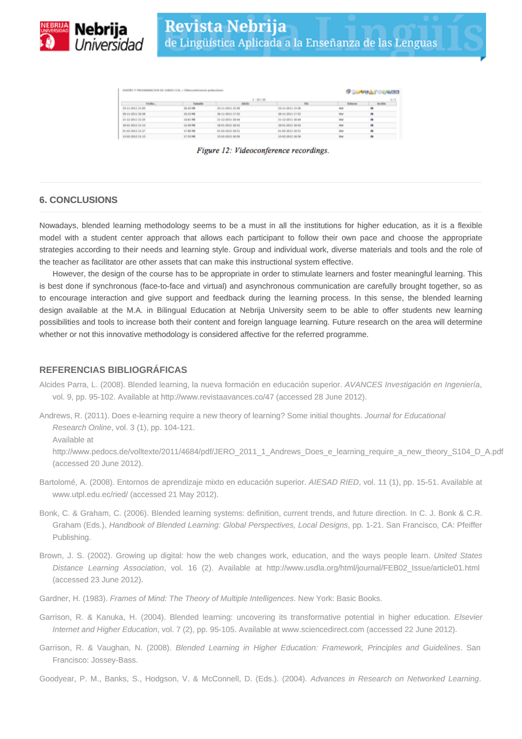Figure 12: Videoconference recordings.

## 6. CONCLUSIONS

Nowadays, blended learning methodology seems to be a must in all the institutions for higher education, as it is a flexible model with a student center approach that allows each participant to follow their own pace and choose the appropriate strategies according to their needs and learning style. Group and individual work, diverse materials and tools and the role of the teacher as facilitator are other assets that can make this instructional system effective.

However, the design of the course has to be appropriate in order to stimulate learners and foster meaningful learning. This is best done if synchronous (face-to-face and virtual) and asynchronous communication are carefully brought together, so as to encourage interaction and give support and feedback during the learning process. In this sense, the blended learning design available at the M.A. in Bilingual Education at Nebrija University seem to be able to offer students new learning possibilities and tools to increase both their content and foreign language learning. Future research on the area will determine whether or not this innovative methodology is considered affective for the referred programme.

## REFERENCIAS BIBLIOGRÁFICAS

Alcides Parra, L. (2008). Blended learning, la nueva formación en educación superior. *AVANCES Investigación en Ingeniería*, vol. 9, pp. 95-102. Available at http://www.revistaavances.co/47 (accessed 28 June 2012).

Andrews, R. (2011). Does e-learning require a new theory of learning? Some initial thoughts. *Journal for Educational Research Online*, vol. 3 (1), pp. 104-121. Available at http://www.pedocs.de/volltexte/2011/4684/pdf/JERO_2011_1_Andrews_Does_e_learning_require_a_new_theory_S104_D_A.pdf (accessed 20 June 2012).

Bartolomé, A. (2008). Entornos de aprendizaje mixto en educación superior. *AIESAD RIED*, vol. 11 (1), pp. 15-51. Available at www.utpl.edu.ec/ried/ (accessed 21 May 2012).

Bonk, C. & Graham, C. (2006). Blended learning systems: definition, current trends, and future direction. In C. J. Bonk & C.R. Graham (Eds.), *Handbook of Blended Learning: Global Perspectives, Local Designs*, pp. 1-21. San Francisco, CA: Pfeiffer Publishing.

Brown, J. S. (2002). Growing up digital: how the web changes work, education, and the ways people learn. *United States Distance Learning Association*, vol. 16 (2). Available at http://www.usdla.org/html/journal/FEB02_Issue/article01.html (accessed 23 June 2012).

Gardner, H. (1983). *Frames of Mind: The Theory of Multiple Intelligences*. New York: Basic Books.

Garrison, R. & Kanuka, H. (2004). Blended learning: uncovering its transformative potential in higher education. *Elsevier Internet and Higher Education*, vol. 7 (2), pp. 95-105. Available at www.sciencedirect.com (accessed 22 June 2012).

Garrison, R. & Vaughan, N. (2008). *Blended Learning in Higher Education: Framework, Principles and Guidelines*. San Francisco: Jossey-Bass.

Goodyear, P. M., Banks, S., Hodgson, V. & McConnell, D. (Eds.). (2004). *Advances in Research on Networked Learning*.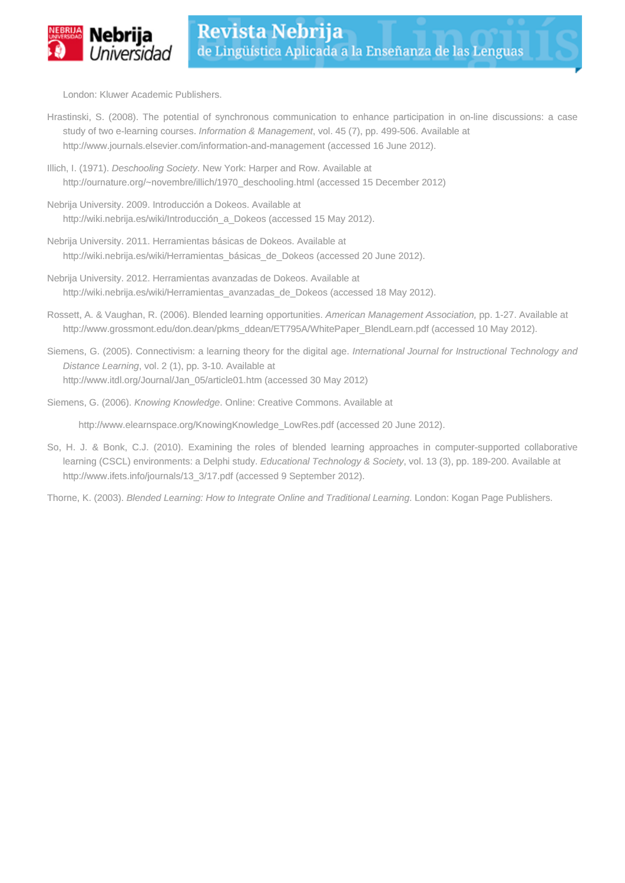London: Kluwer Academic Publishers.

Hrastinski, S. (2008). The potential of synchronous communication to enhance participation in on-line discussions: a case study of two e-learning courses. *Information & Management*, vol. 45 (7), pp. 499-506. Available at http://www.journals.elsevier.com/information-and-management (accessed 16 June 2012).

Illich, I. (1971). *Deschooling Society*. New York: Harper and Row. Available at http://ournature.org/~novembre/illich/1970_deschooling.html (accessed 15 December 2012)

Nebrija University. 2009. Introducción a Dokeos. Available at http://wiki.nebrija.es/wiki/Introducción_a_Dokeos (accessed 15 May 2012).

Nebrija University. 2011. Herramientas básicas de Dokeos. Available at http://wiki.nebrija.es/wiki/Herramientas_básicas_de_Dokeos (accessed 20 June 2012).

Nebrija University. 2012. Herramientas avanzadas de Dokeos. Available at http://wiki.nebrija.es/wiki/Herramientas_avanzadas_de_Dokeos (accessed 18 May 2012).

Rossett, A. & Vaughan, R. (2006). Blended learning opportunities. *American Management Association,* pp. 1-27. Available at http://www.grossmont.edu/don.dean/pkms_ddean/ET795A/WhitePaper_BlendLearn.pdf (accessed 10 May 2012).

Siemens, G. (2005). Connectivism: a learning theory for the digital age. *International Journal for Instructional Technology and Distance Learning*, vol. 2 (1), pp. 3-10. Available at http://www.itdl.org/Journal/Jan_05/article01.htm (accessed 30 May 2012)

Siemens, G. (2006). *Knowing Knowledge*. Online: Creative Commons. Available at

http://www.elearnspace.org/KnowingKnowledge_LowRes.pdf (accessed 20 June 2012).

So, H. J. & Bonk, C.J. (2010). Examining the roles of blended learning approaches in computer-supported collaborative learning (CSCL) environments: a Delphi study. *Educational Technology & Society*, vol. 13 (3), pp. 189-200. Available at http://www.ifets.info/journals/13_3/17.pdf (accessed 9 September 2012).

Thorne, K. (2003). *Blended Learning: How to Integrate Online and Traditional Learning*. London: Kogan Page Publishers.